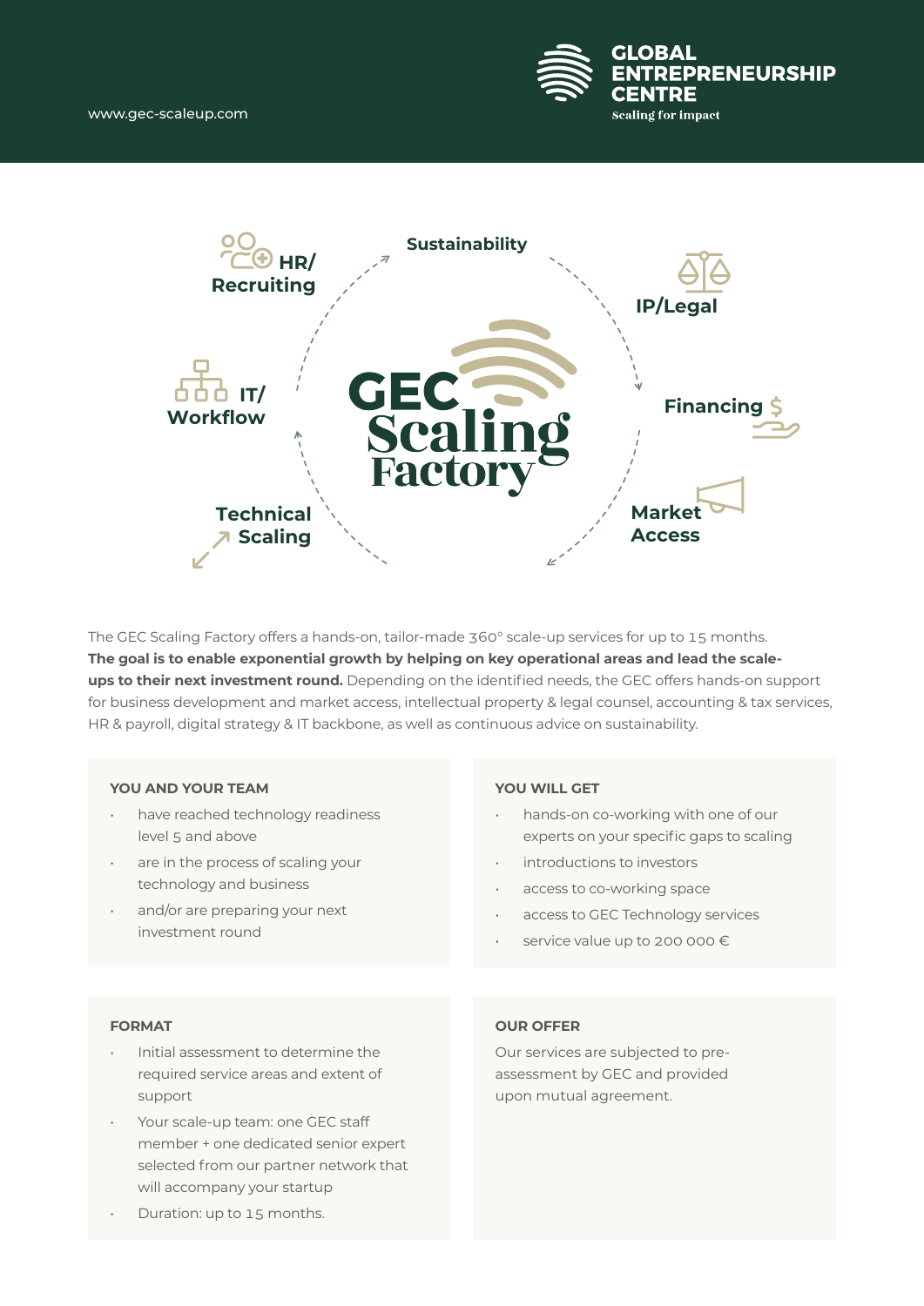www.gec-scaleup.com

**GLOBAL ENTREPRENEURSHIP CENTRE**
Scaling for impact

# GEC Scaling Factory

Sustainability · IP/Legal · Financing · Market Access · Technical Scaling · IT/Workflow · HR/Recruiting

The GEC Scaling Factory offers a hands-on, tailor-made 360° scale-up services for up to 15 months. **The goal is to enable exponential growth by helping on key operational areas and lead the scale-ups to their next investment round.** Depending on the identified needs, the GEC offers hands-on support for business development and market access, intellectual property & legal counsel, accounting & tax services, HR & payroll, digital strategy & IT backbone, as well as continuous advice on sustainability.

### YOU AND YOUR TEAM

- have reached technology readiness level 5 and above
- are in the process of scaling your technology and business
- and/or are preparing your next investment round

### YOU WILL GET

- hands-on co-working with one of our experts on your specific gaps to scaling
- introductions to investors
- access to co-working space
- access to GEC Technology services
- service value up to 200 000 €

### FORMAT

- Initial assessment to determine the required service areas and extent of support
- Your scale-up team: one GEC staff member + one dedicated senior expert selected from our partner network that will accompany your startup
- Duration: up to 15 months.

### OUR OFFER

Our services are subjected to pre-assessment by GEC and provided upon mutual agreement.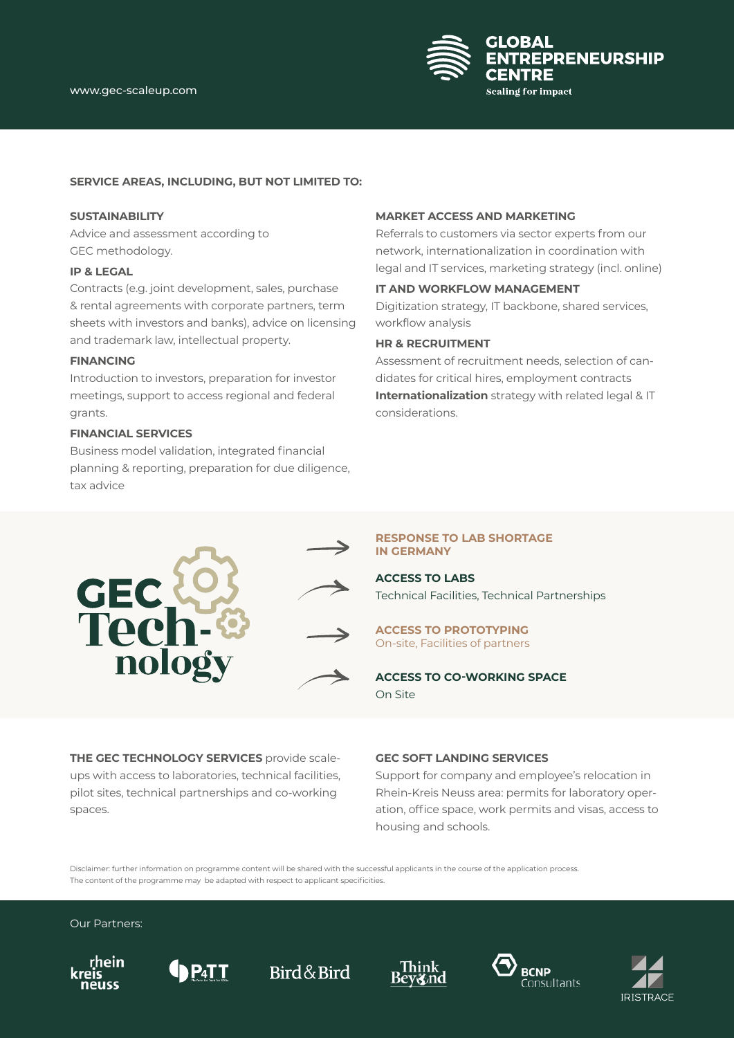www.gec-scaleup.com

GLOBAL ENTREPRENEURSHIP CENTRE
Scaling for impact

## SERVICE AREAS, INCLUDING, BUT NOT LIMITED TO:

### SUSTAINABILITY

Advice and assessment according to GEC methodology.

### IP & LEGAL

Contracts (e.g. joint development, sales, purchase & rental agreements with corporate partners, term sheets with investors and banks), advice on licensing and trademark law, intellectual property.

### FINANCING

Introduction to investors, preparation for investor meetings, support to access regional and federal grants.

### FINANCIAL SERVICES

Business model validation, integrated financial planning & reporting, preparation for due diligence, tax advice

### MARKET ACCESS AND MARKETING

Referrals to customers via sector experts from our network, internationalization in coordination with legal and IT services, marketing strategy (incl. online)

### IT AND WORKFLOW MANAGEMENT

Digitization strategy, IT backbone, shared services, workflow analysis

### HR & RECRUITMENT

Assessment of recruitment needs, selection of candidates for critical hires, employment contracts
**Internationalization** strategy with related legal & IT considerations.

## GEC Tech-nology

**RESPONSE TO LAB SHORTAGE IN GERMANY**

**ACCESS TO LABS**
Technical Facilities, Technical Partnerships

**ACCESS TO PROTOTYPING**
On-site, Facilities of partners

**ACCESS TO CO-WORKING SPACE**
On Site

**THE GEC TECHNOLOGY SERVICES** provide scale-ups with access to laboratories, technical facilities, pilot sites, technical partnerships and co-working spaces.

### GEC SOFT LANDING SERVICES

Support for company and employee's relocation in Rhein-Kreis Neuss area: permits for laboratory operation, office space, work permits and visas, access to housing and schools.

Disclaimer: further information on programme content will be shared with the successful applicants in the course of the application process. The content of the programme may be adapted with respect to applicant specificities.

Our Partners:

rhein kreis neuss | P4TT | Bird & Bird | Think Beyond | BCNP Consultants | IRISTRACE